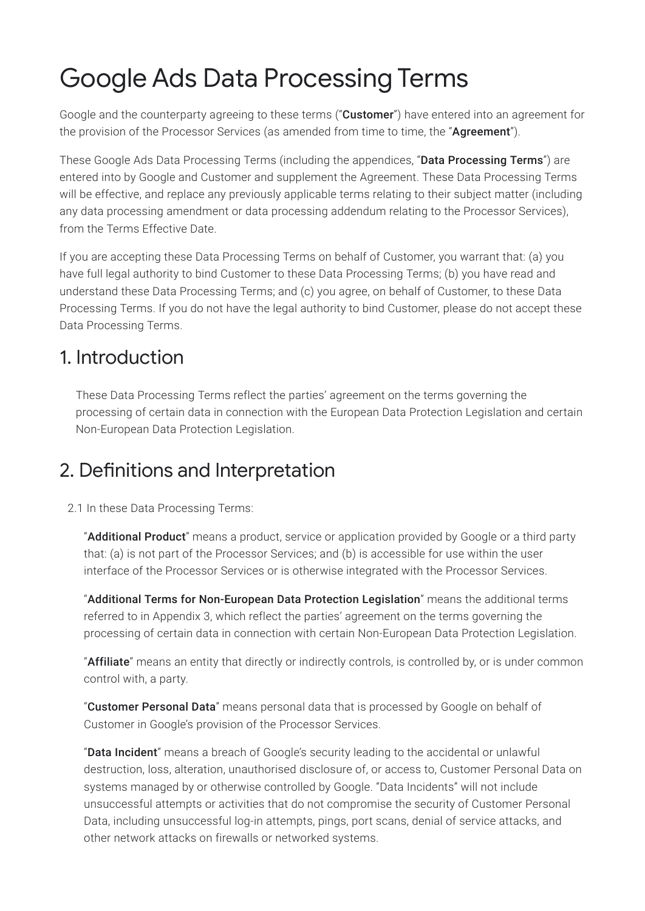# Google Ads Data Processing Terms

Google and the counterparty agreeing to these terms ("**Customer**") have entered into an agreement for the provision of the Processor Services (as amended from time to time, the "**Agreement**").

These Google Ads Data Processing Terms (including the appendices, "**Data Processing Terms**") are entered into by Google and Customer and supplement the Agreement. These Data Processing Terms will be effective, and replace any previously applicable terms relating to their subject matter (including any data processing amendment or data processing addendum relating to the Processor Services), from the Terms Effective Date.

If you are accepting these Data Processing Terms on behalf of Customer, you warrant that: (a) you have full legal authority to bind Customer to these Data Processing Terms; (b) you have read and understand these Data Processing Terms; and (c) you agree, on behalf of Customer, to these Data Processing Terms. If you do not have the legal authority to bind Customer, please do not accept these Data Processing Terms.

## 1. Introduction

These Data Processing Terms reflect the parties' agreement on the terms governing the processing of certain data in connection with the European Data Protection Legislation and certain Non-European Data Protection Legislation.

## 2. Definitions and Interpretation

2.1 In these Data Processing Terms:

"**Additional Product**" means a product, service or application provided by Google or a third party that: (a) is not part of the Processor Services; and (b) is accessible for use within the user interface of the Processor Services or is otherwise integrated with the Processor Services.

"**Additional Terms for Non-European Data Protection Legislation**" means the additional terms referred to in Appendix 3, which reflect the parties' agreement on the terms governing the processing of certain data in connection with certain Non-European Data Protection Legislation.

"**Affiliate**" means an entity that directly or indirectly controls, is controlled by, or is under common control with, a party.

"**Customer Personal Data**" means personal data that is processed by Google on behalf of Customer in Google's provision of the Processor Services.

"**Data Incident**" means a breach of Google's security leading to the accidental or unlawful destruction, loss, alteration, unauthorised disclosure of, or access to, Customer Personal Data on systems managed by or otherwise controlled by Google. "Data Incidents" will not include unsuccessful attempts or activities that do not compromise the security of Customer Personal Data, including unsuccessful log-in attempts, pings, port scans, denial of service attacks, and other network attacks on firewalls or networked systems.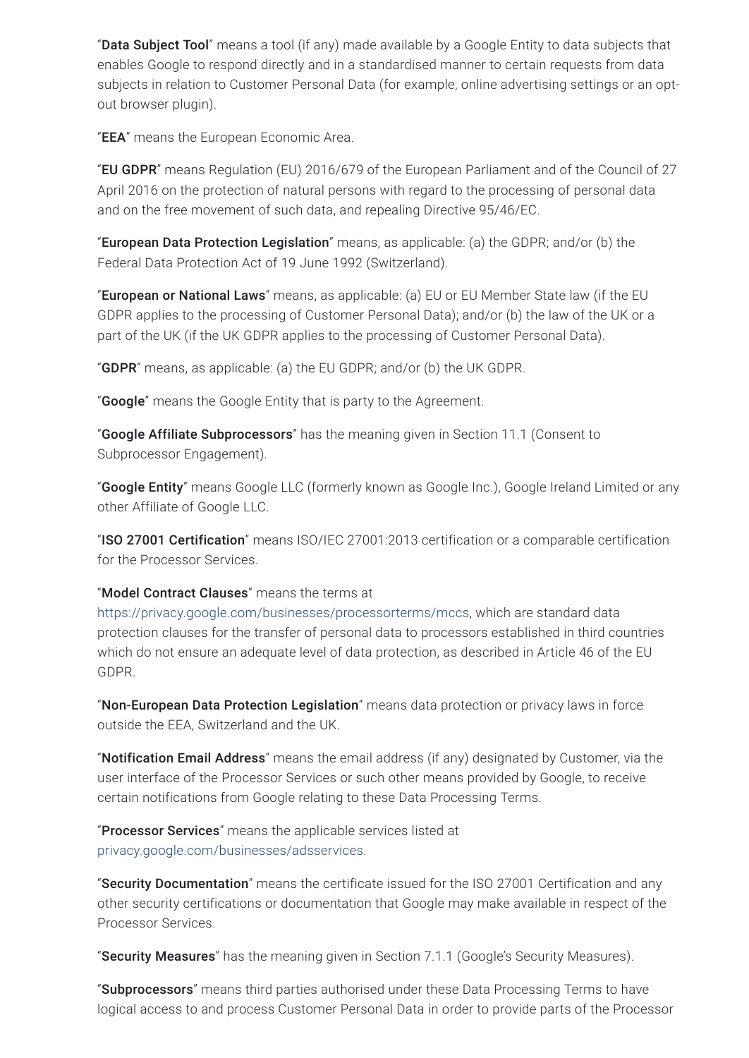"**Data Subject Tool**" means a tool (if any) made available by a Google Entity to data subjects that enables Google to respond directly and in a standardised manner to certain requests from data subjects in relation to Customer Personal Data (for example, online advertising settings or an opt-out browser plugin).

"**EEA**" means the European Economic Area.

"**EU GDPR**" means Regulation (EU) 2016/679 of the European Parliament and of the Council of 27 April 2016 on the protection of natural persons with regard to the processing of personal data and on the free movement of such data, and repealing Directive 95/46/EC.

"**European Data Protection Legislation**" means, as applicable: (a) the GDPR; and/or (b) the Federal Data Protection Act of 19 June 1992 (Switzerland).

"**European or National Laws**" means, as applicable: (a) EU or EU Member State law (if the EU GDPR applies to the processing of Customer Personal Data); and/or (b) the law of the UK or a part of the UK (if the UK GDPR applies to the processing of Customer Personal Data).

"**GDPR**" means, as applicable: (a) the EU GDPR; and/or (b) the UK GDPR.

"**Google**" means the Google Entity that is party to the Agreement.

"**Google Affiliate Subprocessors**" has the meaning given in Section 11.1 (Consent to Subprocessor Engagement).

"**Google Entity**" means Google LLC (formerly known as Google Inc.), Google Ireland Limited or any other Affiliate of Google LLC.

"**ISO 27001 Certification**" means ISO/IEC 27001:2013 certification or a comparable certification for the Processor Services.

"**Model Contract Clauses**" means the terms at https://privacy.google.com/businesses/processorterms/mccs, which are standard data protection clauses for the transfer of personal data to processors established in third countries which do not ensure an adequate level of data protection, as described in Article 46 of the EU GDPR.

"**Non-European Data Protection Legislation**" means data protection or privacy laws in force outside the EEA, Switzerland and the UK.

"**Notification Email Address**" means the email address (if any) designated by Customer, via the user interface of the Processor Services or such other means provided by Google, to receive certain notifications from Google relating to these Data Processing Terms.

"**Processor Services**" means the applicable services listed at privacy.google.com/businesses/adsservices.

"**Security Documentation**" means the certificate issued for the ISO 27001 Certification and any other security certifications or documentation that Google may make available in respect of the Processor Services.

"**Security Measures**" has the meaning given in Section 7.1.1 (Google's Security Measures).

"**Subprocessors**" means third parties authorised under these Data Processing Terms to have logical access to and process Customer Personal Data in order to provide parts of the Processor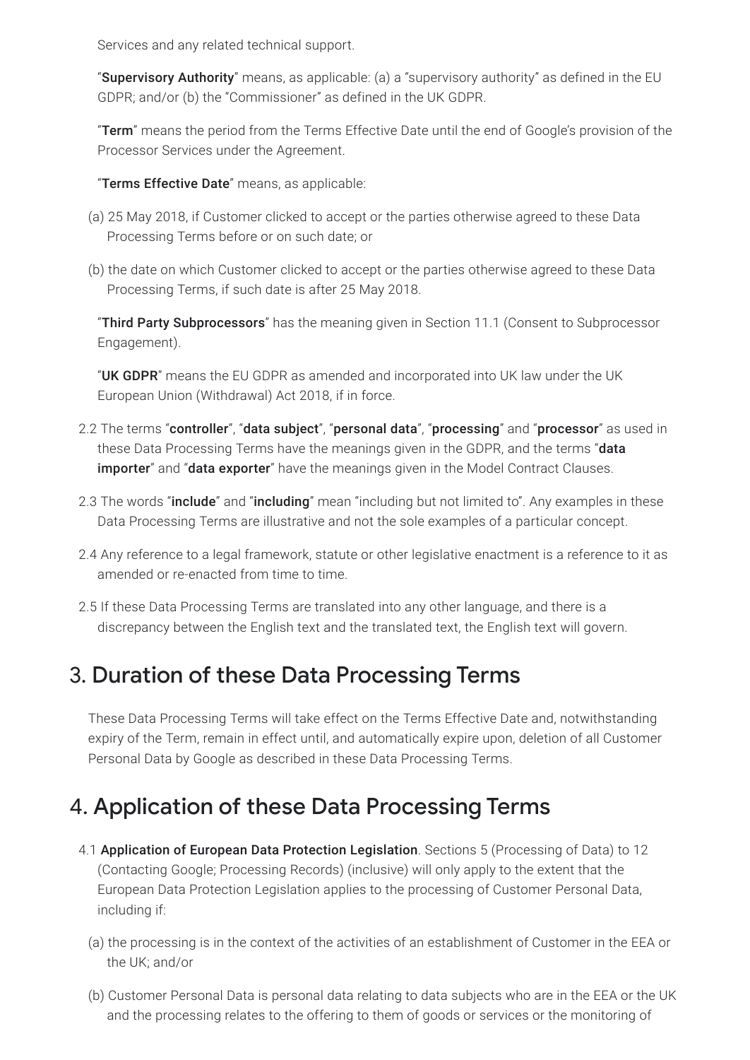Services and any related technical support.

"**Supervisory Authority**" means, as applicable: (a) a "supervisory authority" as defined in the EU GDPR; and/or (b) the "Commissioner" as defined in the UK GDPR.

"**Term**" means the period from the Terms Effective Date until the end of Google's provision of the Processor Services under the Agreement.

"**Terms Effective Date**" means, as applicable:

(a) 25 May 2018, if Customer clicked to accept or the parties otherwise agreed to these Data Processing Terms before or on such date; or

(b) the date on which Customer clicked to accept or the parties otherwise agreed to these Data Processing Terms, if such date is after 25 May 2018.

"**Third Party Subprocessors**" has the meaning given in Section 11.1 (Consent to Subprocessor Engagement).

"**UK GDPR**" means the EU GDPR as amended and incorporated into UK law under the UK European Union (Withdrawal) Act 2018, if in force.

2.2 The terms "**controller**", "**data subject**", "**personal data**", "**processing**" and "**processor**" as used in these Data Processing Terms have the meanings given in the GDPR, and the terms "**data importer**" and "**data exporter**" have the meanings given in the Model Contract Clauses.

2.3 The words "**include**" and "**including**" mean "including but not limited to". Any examples in these Data Processing Terms are illustrative and not the sole examples of a particular concept.

2.4 Any reference to a legal framework, statute or other legislative enactment is a reference to it as amended or re-enacted from time to time.

2.5 If these Data Processing Terms are translated into any other language, and there is a discrepancy between the English text and the translated text, the English text will govern.

## 3. Duration of these Data Processing Terms

These Data Processing Terms will take effect on the Terms Effective Date and, notwithstanding expiry of the Term, remain in effect until, and automatically expire upon, deletion of all Customer Personal Data by Google as described in these Data Processing Terms.

## 4. Application of these Data Processing Terms

4.1 **Application of European Data Protection Legislation**. Sections 5 (Processing of Data) to 12 (Contacting Google; Processing Records) (inclusive) will only apply to the extent that the European Data Protection Legislation applies to the processing of Customer Personal Data, including if:

(a) the processing is in the context of the activities of an establishment of Customer in the EEA or the UK; and/or

(b) Customer Personal Data is personal data relating to data subjects who are in the EEA or the UK and the processing relates to the offering to them of goods or services or the monitoring of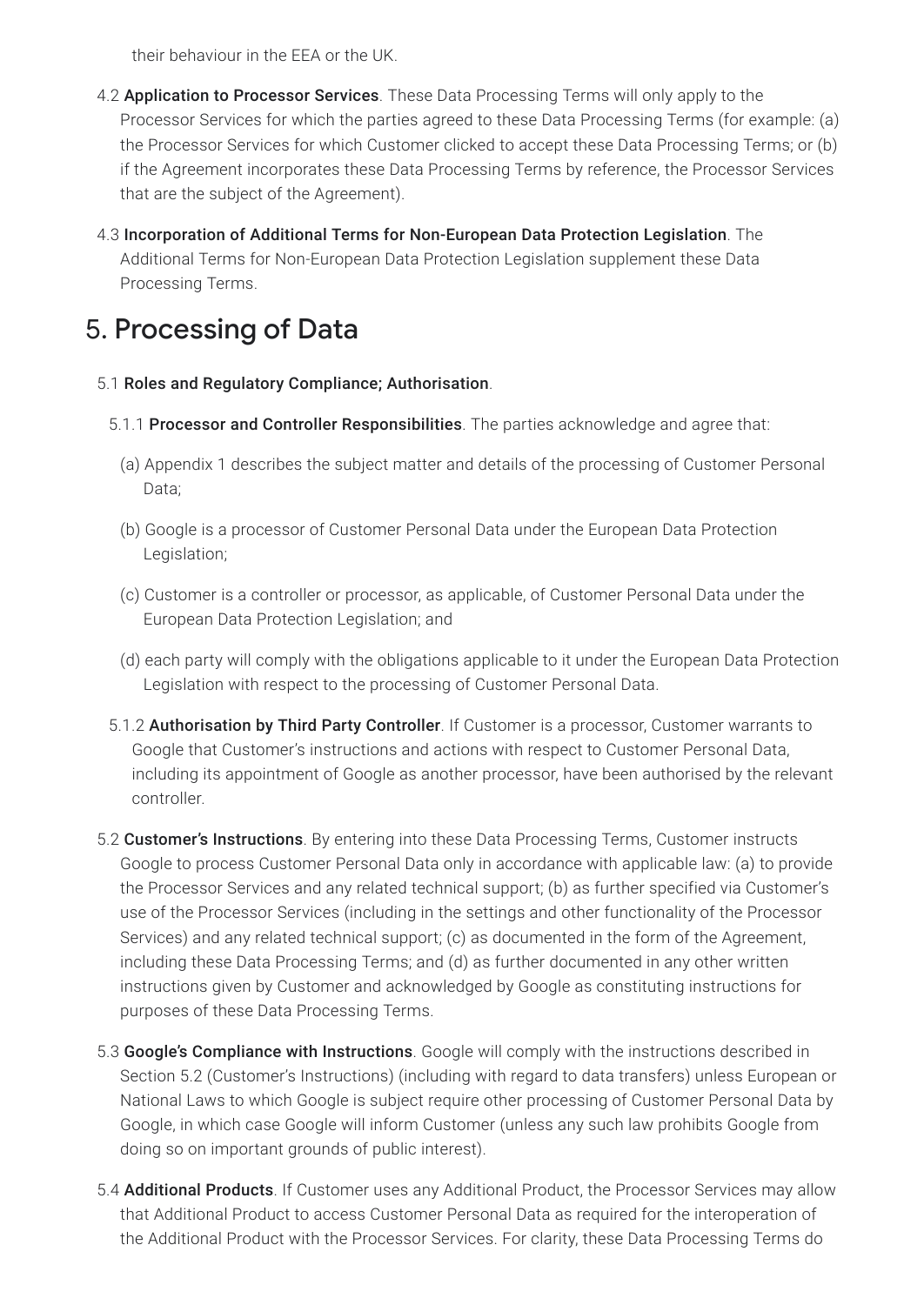their behaviour in the EEA or the UK.

4.2 **Application to Processor Services**. These Data Processing Terms will only apply to the Processor Services for which the parties agreed to these Data Processing Terms (for example: (a) the Processor Services for which Customer clicked to accept these Data Processing Terms; or (b) if the Agreement incorporates these Data Processing Terms by reference, the Processor Services that are the subject of the Agreement).

4.3 **Incorporation of Additional Terms for Non-European Data Protection Legislation**. The Additional Terms for Non-European Data Protection Legislation supplement these Data Processing Terms.

## 5. Processing of Data

5.1 **Roles and Regulatory Compliance; Authorisation**.

5.1.1 **Processor and Controller Responsibilities**. The parties acknowledge and agree that:

(a) Appendix 1 describes the subject matter and details of the processing of Customer Personal Data;

(b) Google is a processor of Customer Personal Data under the European Data Protection Legislation;

(c) Customer is a controller or processor, as applicable, of Customer Personal Data under the European Data Protection Legislation; and

(d) each party will comply with the obligations applicable to it under the European Data Protection Legislation with respect to the processing of Customer Personal Data.

5.1.2 **Authorisation by Third Party Controller**. If Customer is a processor, Customer warrants to Google that Customer's instructions and actions with respect to Customer Personal Data, including its appointment of Google as another processor, have been authorised by the relevant controller.

5.2 **Customer's Instructions**. By entering into these Data Processing Terms, Customer instructs Google to process Customer Personal Data only in accordance with applicable law: (a) to provide the Processor Services and any related technical support; (b) as further specified via Customer's use of the Processor Services (including in the settings and other functionality of the Processor Services) and any related technical support; (c) as documented in the form of the Agreement, including these Data Processing Terms; and (d) as further documented in any other written instructions given by Customer and acknowledged by Google as constituting instructions for purposes of these Data Processing Terms.

5.3 **Google's Compliance with Instructions**. Google will comply with the instructions described in Section 5.2 (Customer's Instructions) (including with regard to data transfers) unless European or National Laws to which Google is subject require other processing of Customer Personal Data by Google, in which case Google will inform Customer (unless any such law prohibits Google from doing so on important grounds of public interest).

5.4 **Additional Products**. If Customer uses any Additional Product, the Processor Services may allow that Additional Product to access Customer Personal Data as required for the interoperation of the Additional Product with the Processor Services. For clarity, these Data Processing Terms do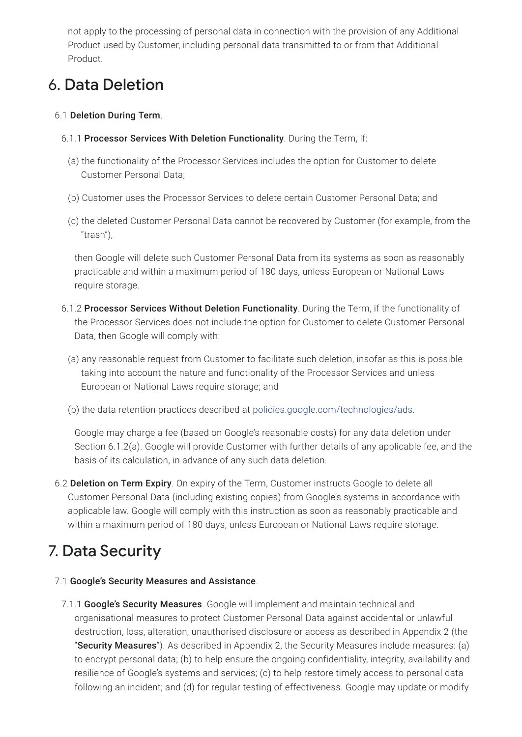not apply to the processing of personal data in connection with the provision of any Additional Product used by Customer, including personal data transmitted to or from that Additional Product.

## 6. Data Deletion

6.1 **Deletion During Term**.

6.1.1 **Processor Services With Deletion Functionality**. During the Term, if:

(a) the functionality of the Processor Services includes the option for Customer to delete Customer Personal Data;

(b) Customer uses the Processor Services to delete certain Customer Personal Data; and

(c) the deleted Customer Personal Data cannot be recovered by Customer (for example, from the "trash"),

then Google will delete such Customer Personal Data from its systems as soon as reasonably practicable and within a maximum period of 180 days, unless European or National Laws require storage.

6.1.2 **Processor Services Without Deletion Functionality**. During the Term, if the functionality of the Processor Services does not include the option for Customer to delete Customer Personal Data, then Google will comply with:

(a) any reasonable request from Customer to facilitate such deletion, insofar as this is possible taking into account the nature and functionality of the Processor Services and unless European or National Laws require storage; and

(b) the data retention practices described at policies.google.com/technologies/ads.

Google may charge a fee (based on Google's reasonable costs) for any data deletion under Section 6.1.2(a). Google will provide Customer with further details of any applicable fee, and the basis of its calculation, in advance of any such data deletion.

6.2 **Deletion on Term Expiry**. On expiry of the Term, Customer instructs Google to delete all Customer Personal Data (including existing copies) from Google's systems in accordance with applicable law. Google will comply with this instruction as soon as reasonably practicable and within a maximum period of 180 days, unless European or National Laws require storage.

## 7. Data Security

7.1 **Google's Security Measures and Assistance**.

7.1.1 **Google's Security Measures**. Google will implement and maintain technical and organisational measures to protect Customer Personal Data against accidental or unlawful destruction, loss, alteration, unauthorised disclosure or access as described in Appendix 2 (the "**Security Measures**"). As described in Appendix 2, the Security Measures include measures: (a) to encrypt personal data; (b) to help ensure the ongoing confidentiality, integrity, availability and resilience of Google's systems and services; (c) to help restore timely access to personal data following an incident; and (d) for regular testing of effectiveness. Google may update or modify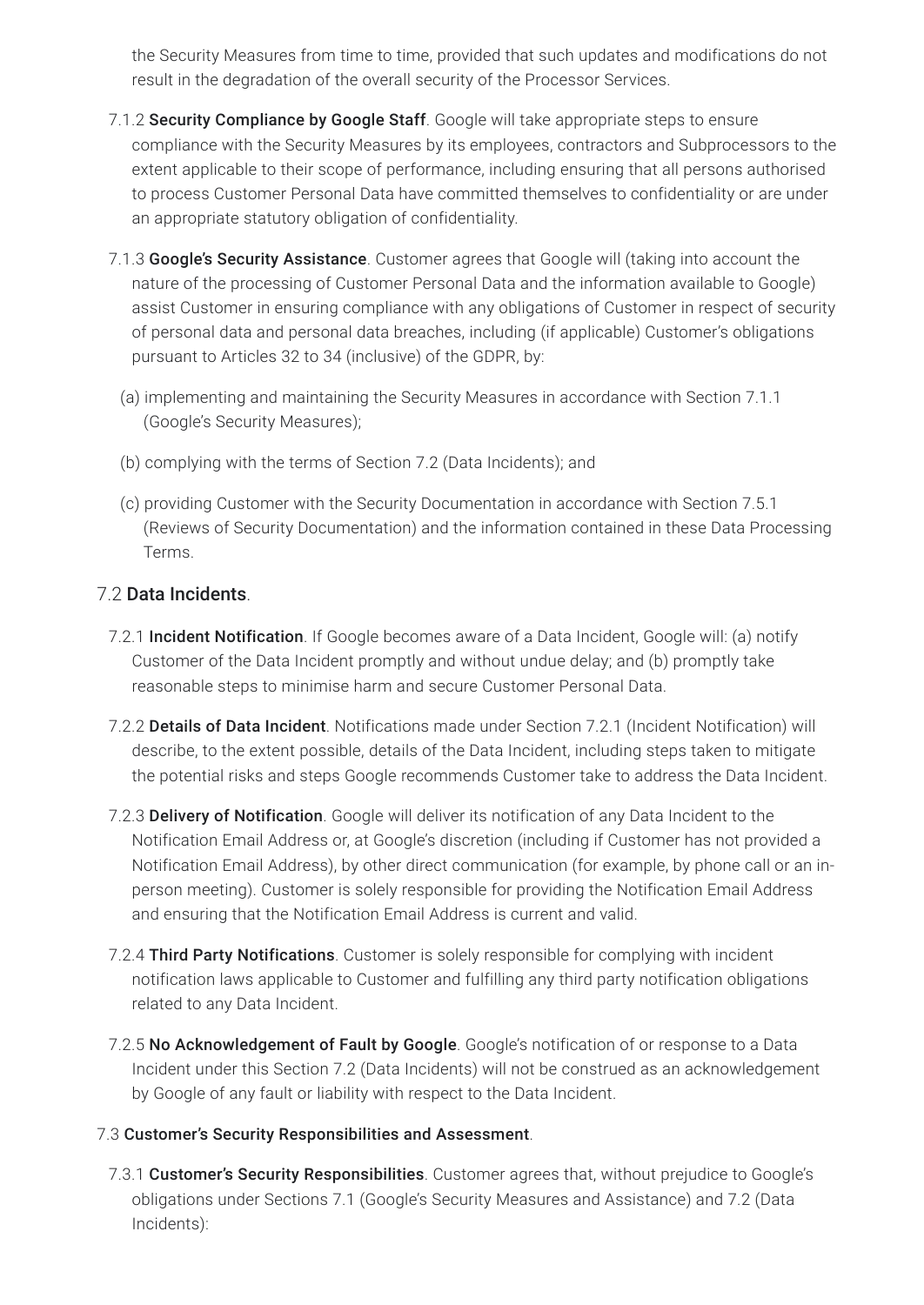the Security Measures from time to time, provided that such updates and modifications do not result in the degradation of the overall security of the Processor Services.

7.1.2 **Security Compliance by Google Staff**. Google will take appropriate steps to ensure compliance with the Security Measures by its employees, contractors and Subprocessors to the extent applicable to their scope of performance, including ensuring that all persons authorised to process Customer Personal Data have committed themselves to confidentiality or are under an appropriate statutory obligation of confidentiality.

7.1.3 **Google's Security Assistance**. Customer agrees that Google will (taking into account the nature of the processing of Customer Personal Data and the information available to Google) assist Customer in ensuring compliance with any obligations of Customer in respect of security of personal data and personal data breaches, including (if applicable) Customer's obligations pursuant to Articles 32 to 34 (inclusive) of the GDPR, by:

(a) implementing and maintaining the Security Measures in accordance with Section 7.1.1 (Google's Security Measures);

(b) complying with the terms of Section 7.2 (Data Incidents); and

(c) providing Customer with the Security Documentation in accordance with Section 7.5.1 (Reviews of Security Documentation) and the information contained in these Data Processing Terms.

### 7.2 Data Incidents.

7.2.1 **Incident Notification**. If Google becomes aware of a Data Incident, Google will: (a) notify Customer of the Data Incident promptly and without undue delay; and (b) promptly take reasonable steps to minimise harm and secure Customer Personal Data.

7.2.2 **Details of Data Incident**. Notifications made under Section 7.2.1 (Incident Notification) will describe, to the extent possible, details of the Data Incident, including steps taken to mitigate the potential risks and steps Google recommends Customer take to address the Data Incident.

7.2.3 **Delivery of Notification**. Google will deliver its notification of any Data Incident to the Notification Email Address or, at Google's discretion (including if Customer has not provided a Notification Email Address), by other direct communication (for example, by phone call or an in-person meeting). Customer is solely responsible for providing the Notification Email Address and ensuring that the Notification Email Address is current and valid.

7.2.4 **Third Party Notifications**. Customer is solely responsible for complying with incident notification laws applicable to Customer and fulfilling any third party notification obligations related to any Data Incident.

7.2.5 **No Acknowledgement of Fault by Google**. Google's notification of or response to a Data Incident under this Section 7.2 (Data Incidents) will not be construed as an acknowledgement by Google of any fault or liability with respect to the Data Incident.

### 7.3 Customer's Security Responsibilities and Assessment.

7.3.1 **Customer's Security Responsibilities**. Customer agrees that, without prejudice to Google's obligations under Sections 7.1 (Google's Security Measures and Assistance) and 7.2 (Data Incidents):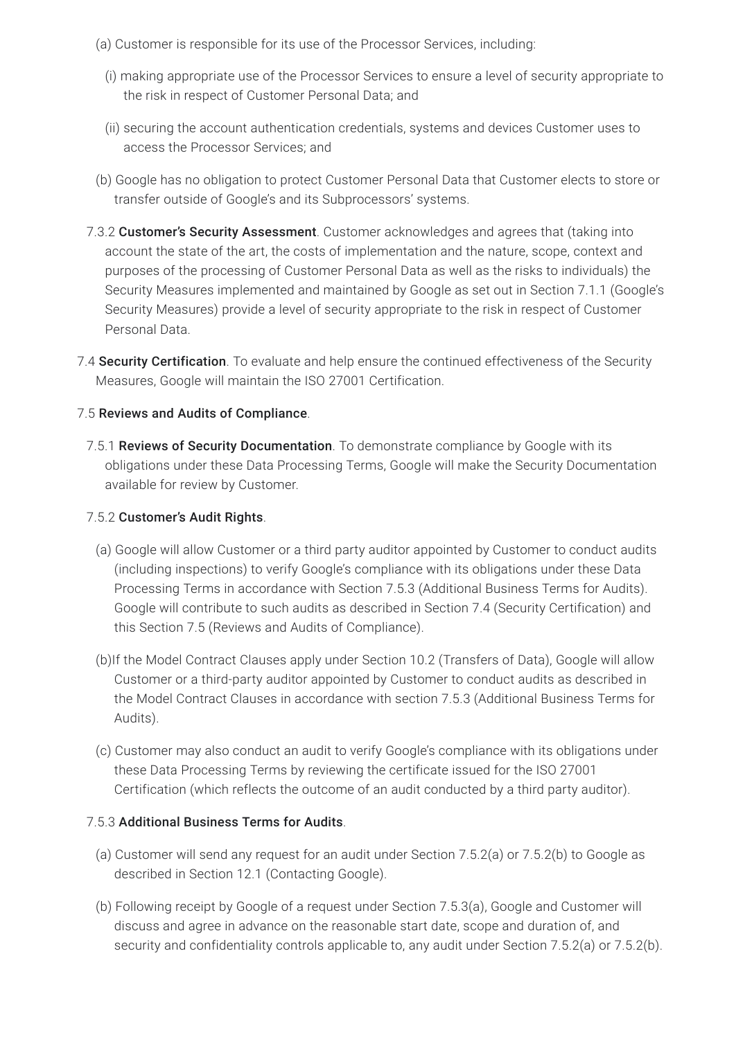(a) Customer is responsible for its use of the Processor Services, including:

(i) making appropriate use of the Processor Services to ensure a level of security appropriate to the risk in respect of Customer Personal Data; and

(ii) securing the account authentication credentials, systems and devices Customer uses to access the Processor Services; and

(b) Google has no obligation to protect Customer Personal Data that Customer elects to store or transfer outside of Google's and its Subprocessors' systems.

7.3.2 **Customer's Security Assessment**. Customer acknowledges and agrees that (taking into account the state of the art, the costs of implementation and the nature, scope, context and purposes of the processing of Customer Personal Data as well as the risks to individuals) the Security Measures implemented and maintained by Google as set out in Section 7.1.1 (Google's Security Measures) provide a level of security appropriate to the risk in respect of Customer Personal Data.

7.4 **Security Certification**. To evaluate and help ensure the continued effectiveness of the Security Measures, Google will maintain the ISO 27001 Certification.

7.5 **Reviews and Audits of Compliance**.

7.5.1 **Reviews of Security Documentation**. To demonstrate compliance by Google with its obligations under these Data Processing Terms, Google will make the Security Documentation available for review by Customer.

7.5.2 **Customer's Audit Rights**.

(a) Google will allow Customer or a third party auditor appointed by Customer to conduct audits (including inspections) to verify Google's compliance with its obligations under these Data Processing Terms in accordance with Section 7.5.3 (Additional Business Terms for Audits). Google will contribute to such audits as described in Section 7.4 (Security Certification) and this Section 7.5 (Reviews and Audits of Compliance).

(b)If the Model Contract Clauses apply under Section 10.2 (Transfers of Data), Google will allow Customer or a third-party auditor appointed by Customer to conduct audits as described in the Model Contract Clauses in accordance with section 7.5.3 (Additional Business Terms for Audits).

(c) Customer may also conduct an audit to verify Google's compliance with its obligations under these Data Processing Terms by reviewing the certificate issued for the ISO 27001 Certification (which reflects the outcome of an audit conducted by a third party auditor).

7.5.3 **Additional Business Terms for Audits**.

(a) Customer will send any request for an audit under Section 7.5.2(a) or 7.5.2(b) to Google as described in Section 12.1 (Contacting Google).

(b) Following receipt by Google of a request under Section 7.5.3(a), Google and Customer will discuss and agree in advance on the reasonable start date, scope and duration of, and security and confidentiality controls applicable to, any audit under Section 7.5.2(a) or 7.5.2(b).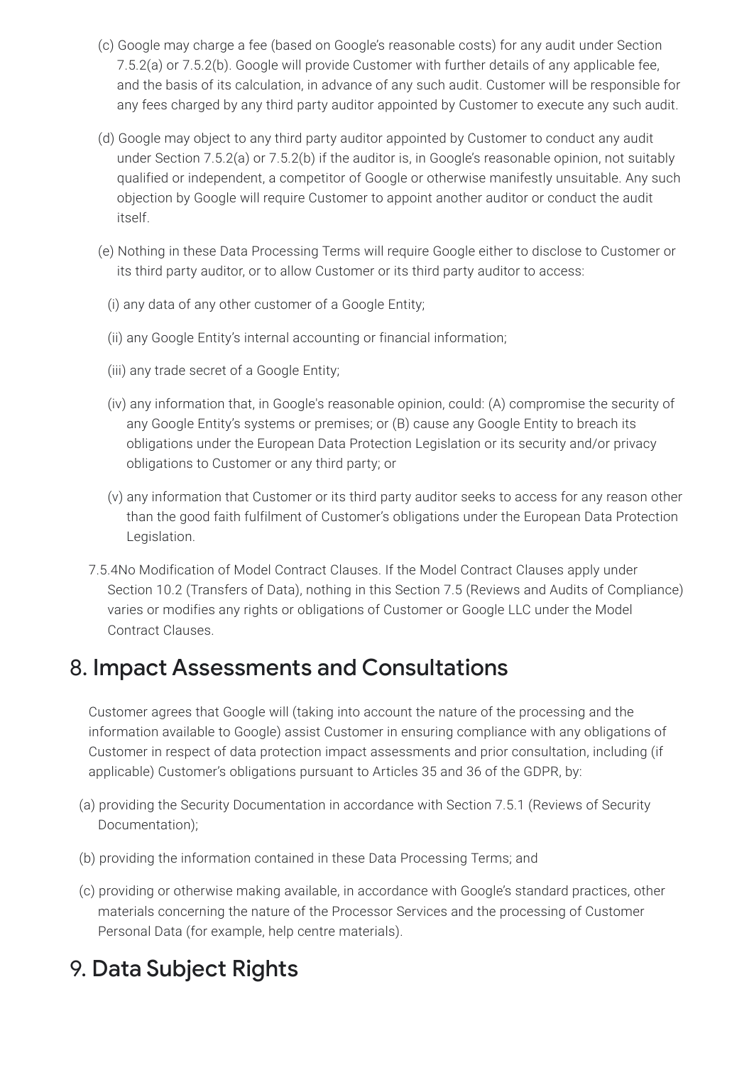(c) Google may charge a fee (based on Google's reasonable costs) for any audit under Section 7.5.2(a) or 7.5.2(b). Google will provide Customer with further details of any applicable fee, and the basis of its calculation, in advance of any such audit. Customer will be responsible for any fees charged by any third party auditor appointed by Customer to execute any such audit.

(d) Google may object to any third party auditor appointed by Customer to conduct any audit under Section 7.5.2(a) or 7.5.2(b) if the auditor is, in Google's reasonable opinion, not suitably qualified or independent, a competitor of Google or otherwise manifestly unsuitable. Any such objection by Google will require Customer to appoint another auditor or conduct the audit itself.

(e) Nothing in these Data Processing Terms will require Google either to disclose to Customer or its third party auditor, or to allow Customer or its third party auditor to access:

(i) any data of any other customer of a Google Entity;

(ii) any Google Entity's internal accounting or financial information;

(iii) any trade secret of a Google Entity;

(iv) any information that, in Google's reasonable opinion, could: (A) compromise the security of any Google Entity's systems or premises; or (B) cause any Google Entity to breach its obligations under the European Data Protection Legislation or its security and/or privacy obligations to Customer or any third party; or

(v) any information that Customer or its third party auditor seeks to access for any reason other than the good faith fulfilment of Customer's obligations under the European Data Protection Legislation.

7.5.4No Modification of Model Contract Clauses. If the Model Contract Clauses apply under Section 10.2 (Transfers of Data), nothing in this Section 7.5 (Reviews and Audits of Compliance) varies or modifies any rights or obligations of Customer or Google LLC under the Model Contract Clauses.

## 8. Impact Assessments and Consultations

Customer agrees that Google will (taking into account the nature of the processing and the information available to Google) assist Customer in ensuring compliance with any obligations of Customer in respect of data protection impact assessments and prior consultation, including (if applicable) Customer's obligations pursuant to Articles 35 and 36 of the GDPR, by:

(a) providing the Security Documentation in accordance with Section 7.5.1 (Reviews of Security Documentation);

(b) providing the information contained in these Data Processing Terms; and

(c) providing or otherwise making available, in accordance with Google's standard practices, other materials concerning the nature of the Processor Services and the processing of Customer Personal Data (for example, help centre materials).

## 9. Data Subject Rights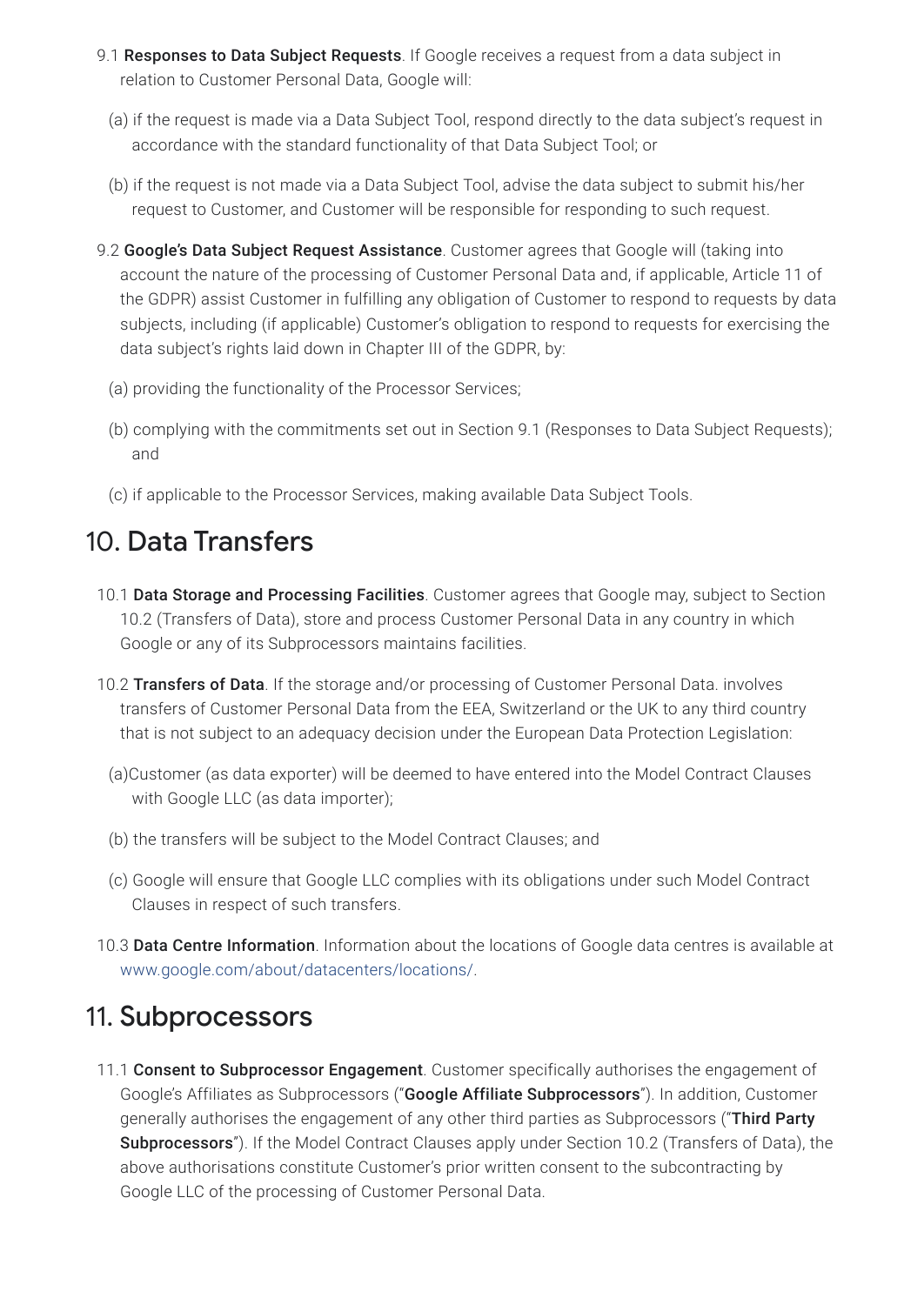9.1 **Responses to Data Subject Requests**. If Google receives a request from a data subject in relation to Customer Personal Data, Google will:

(a) if the request is made via a Data Subject Tool, respond directly to the data subject's request in accordance with the standard functionality of that Data Subject Tool; or

(b) if the request is not made via a Data Subject Tool, advise the data subject to submit his/her request to Customer, and Customer will be responsible for responding to such request.

9.2 **Google's Data Subject Request Assistance**. Customer agrees that Google will (taking into account the nature of the processing of Customer Personal Data and, if applicable, Article 11 of the GDPR) assist Customer in fulfilling any obligation of Customer to respond to requests by data subjects, including (if applicable) Customer's obligation to respond to requests for exercising the data subject's rights laid down in Chapter III of the GDPR, by:

(a) providing the functionality of the Processor Services;

(b) complying with the commitments set out in Section 9.1 (Responses to Data Subject Requests); and

(c) if applicable to the Processor Services, making available Data Subject Tools.

## 10. Data Transfers

10.1 **Data Storage and Processing Facilities**. Customer agrees that Google may, subject to Section 10.2 (Transfers of Data), store and process Customer Personal Data in any country in which Google or any of its Subprocessors maintains facilities.

10.2 **Transfers of Data**. If the storage and/or processing of Customer Personal Data. involves transfers of Customer Personal Data from the EEA, Switzerland or the UK to any third country that is not subject to an adequacy decision under the European Data Protection Legislation:

(a)Customer (as data exporter) will be deemed to have entered into the Model Contract Clauses with Google LLC (as data importer);

(b) the transfers will be subject to the Model Contract Clauses; and

(c) Google will ensure that Google LLC complies with its obligations under such Model Contract Clauses in respect of such transfers.

10.3 **Data Centre Information**. Information about the locations of Google data centres is available at www.google.com/about/datacenters/locations/.

## 11. Subprocessors

11.1 **Consent to Subprocessor Engagement**. Customer specifically authorises the engagement of Google's Affiliates as Subprocessors ("**Google Affiliate Subprocessors**"). In addition, Customer generally authorises the engagement of any other third parties as Subprocessors ("**Third Party Subprocessors**"). If the Model Contract Clauses apply under Section 10.2 (Transfers of Data), the above authorisations constitute Customer's prior written consent to the subcontracting by Google LLC of the processing of Customer Personal Data.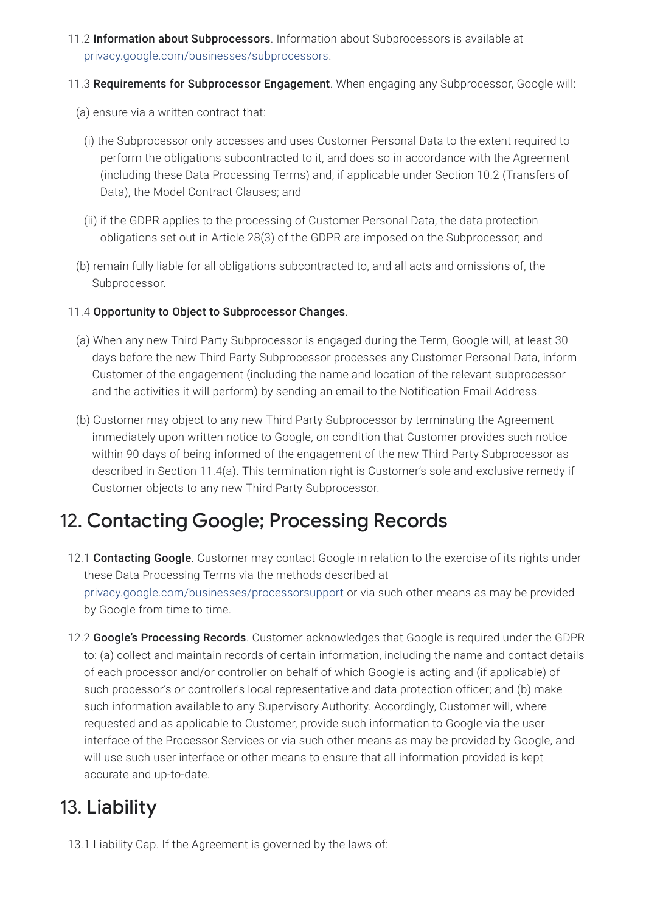11.2 **Information about Subprocessors**. Information about Subprocessors is available at privacy.google.com/businesses/subprocessors.

11.3 **Requirements for Subprocessor Engagement**. When engaging any Subprocessor, Google will:

(a) ensure via a written contract that:

(i) the Subprocessor only accesses and uses Customer Personal Data to the extent required to perform the obligations subcontracted to it, and does so in accordance with the Agreement (including these Data Processing Terms) and, if applicable under Section 10.2 (Transfers of Data), the Model Contract Clauses; and

(ii) if the GDPR applies to the processing of Customer Personal Data, the data protection obligations set out in Article 28(3) of the GDPR are imposed on the Subprocessor; and

(b) remain fully liable for all obligations subcontracted to, and all acts and omissions of, the Subprocessor.

11.4 **Opportunity to Object to Subprocessor Changes**.

(a) When any new Third Party Subprocessor is engaged during the Term, Google will, at least 30 days before the new Third Party Subprocessor processes any Customer Personal Data, inform Customer of the engagement (including the name and location of the relevant subprocessor and the activities it will perform) by sending an email to the Notification Email Address.

(b) Customer may object to any new Third Party Subprocessor by terminating the Agreement immediately upon written notice to Google, on condition that Customer provides such notice within 90 days of being informed of the engagement of the new Third Party Subprocessor as described in Section 11.4(a). This termination right is Customer's sole and exclusive remedy if Customer objects to any new Third Party Subprocessor.

## 12. Contacting Google; Processing Records

12.1 **Contacting Google**. Customer may contact Google in relation to the exercise of its rights under these Data Processing Terms via the methods described at privacy.google.com/businesses/processorsupport or via such other means as may be provided by Google from time to time.

12.2 **Google's Processing Records**. Customer acknowledges that Google is required under the GDPR to: (a) collect and maintain records of certain information, including the name and contact details of each processor and/or controller on behalf of which Google is acting and (if applicable) of such processor's or controller's local representative and data protection officer; and (b) make such information available to any Supervisory Authority. Accordingly, Customer will, where requested and as applicable to Customer, provide such information to Google via the user interface of the Processor Services or via such other means as may be provided by Google, and will use such user interface or other means to ensure that all information provided is kept accurate and up-to-date.

## 13. Liability

13.1 Liability Cap. If the Agreement is governed by the laws of: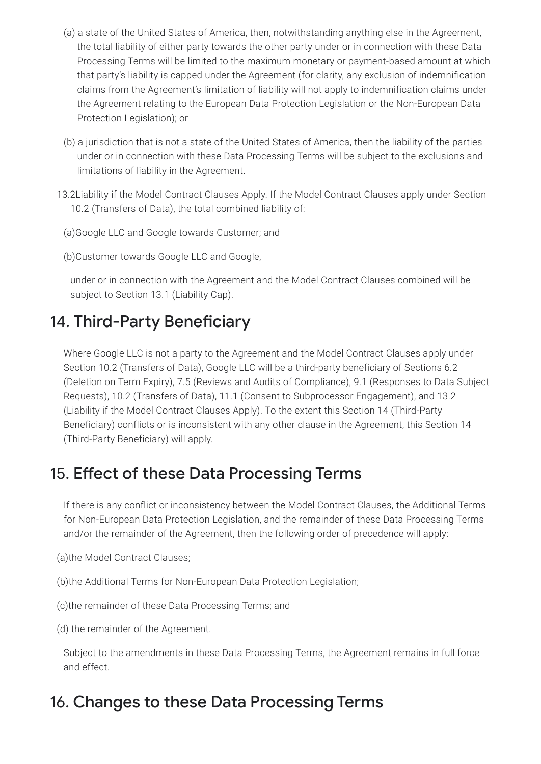(a) a state of the United States of America, then, notwithstanding anything else in the Agreement, the total liability of either party towards the other party under or in connection with these Data Processing Terms will be limited to the maximum monetary or payment-based amount at which that party's liability is capped under the Agreement (for clarity, any exclusion of indemnification claims from the Agreement's limitation of liability will not apply to indemnification claims under the Agreement relating to the European Data Protection Legislation or the Non-European Data Protection Legislation); or

(b) a jurisdiction that is not a state of the United States of America, then the liability of the parties under or in connection with these Data Processing Terms will be subject to the exclusions and limitations of liability in the Agreement.

13.2Liability if the Model Contract Clauses Apply. If the Model Contract Clauses apply under Section 10.2 (Transfers of Data), the total combined liability of:

(a)Google LLC and Google towards Customer; and

(b)Customer towards Google LLC and Google,

under or in connection with the Agreement and the Model Contract Clauses combined will be subject to Section 13.1 (Liability Cap).

## 14. Third-Party Beneficiary

Where Google LLC is not a party to the Agreement and the Model Contract Clauses apply under Section 10.2 (Transfers of Data), Google LLC will be a third-party beneficiary of Sections 6.2 (Deletion on Term Expiry), 7.5 (Reviews and Audits of Compliance), 9.1 (Responses to Data Subject Requests), 10.2 (Transfers of Data), 11.1 (Consent to Subprocessor Engagement), and 13.2 (Liability if the Model Contract Clauses Apply). To the extent this Section 14 (Third-Party Beneficiary) conflicts or is inconsistent with any other clause in the Agreement, this Section 14 (Third-Party Beneficiary) will apply.

## 15. Effect of these Data Processing Terms

If there is any conflict or inconsistency between the Model Contract Clauses, the Additional Terms for Non-European Data Protection Legislation, and the remainder of these Data Processing Terms and/or the remainder of the Agreement, then the following order of precedence will apply:

(a)the Model Contract Clauses;

(b)the Additional Terms for Non-European Data Protection Legislation;

(c)the remainder of these Data Processing Terms; and

(d) the remainder of the Agreement.

Subject to the amendments in these Data Processing Terms, the Agreement remains in full force and effect.

## 16. Changes to these Data Processing Terms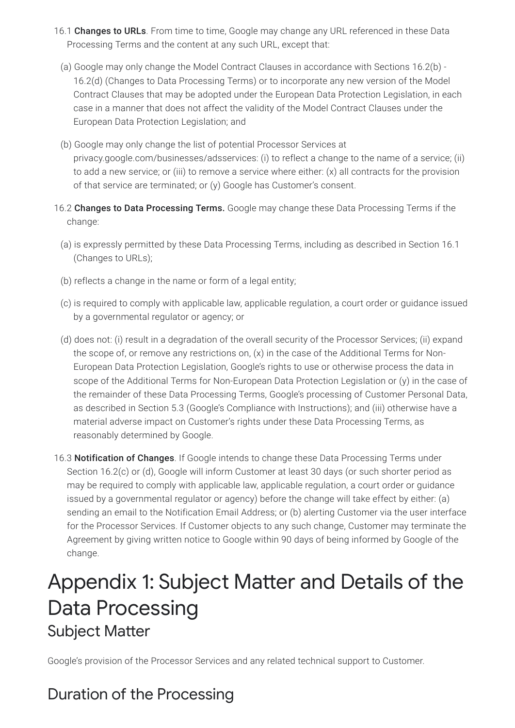16.1 **Changes to URLs**. From time to time, Google may change any URL referenced in these Data Processing Terms and the content at any such URL, except that:

(a) Google may only change the Model Contract Clauses in accordance with Sections 16.2(b) - 16.2(d) (Changes to Data Processing Terms) or to incorporate any new version of the Model Contract Clauses that may be adopted under the European Data Protection Legislation, in each case in a manner that does not affect the validity of the Model Contract Clauses under the European Data Protection Legislation; and

(b) Google may only change the list of potential Processor Services at privacy.google.com/businesses/adsservices: (i) to reflect a change to the name of a service; (ii) to add a new service; or (iii) to remove a service where either: (x) all contracts for the provision of that service are terminated; or (y) Google has Customer's consent.

16.2 **Changes to Data Processing Terms.** Google may change these Data Processing Terms if the change:

(a) is expressly permitted by these Data Processing Terms, including as described in Section 16.1 (Changes to URLs);

(b) reflects a change in the name or form of a legal entity;

(c) is required to comply with applicable law, applicable regulation, a court order or guidance issued by a governmental regulator or agency; or

(d) does not: (i) result in a degradation of the overall security of the Processor Services; (ii) expand the scope of, or remove any restrictions on, (x) in the case of the Additional Terms for Non-European Data Protection Legislation, Google's rights to use or otherwise process the data in scope of the Additional Terms for Non-European Data Protection Legislation or (y) in the case of the remainder of these Data Processing Terms, Google's processing of Customer Personal Data, as described in Section 5.3 (Google's Compliance with Instructions); and (iii) otherwise have a material adverse impact on Customer's rights under these Data Processing Terms, as reasonably determined by Google.

16.3 **Notification of Changes**. If Google intends to change these Data Processing Terms under Section 16.2(c) or (d), Google will inform Customer at least 30 days (or such shorter period as may be required to comply with applicable law, applicable regulation, a court order or guidance issued by a governmental regulator or agency) before the change will take effect by either: (a) sending an email to the Notification Email Address; or (b) alerting Customer via the user interface for the Processor Services. If Customer objects to any such change, Customer may terminate the Agreement by giving written notice to Google within 90 days of being informed by Google of the change.

# Appendix 1: Subject Matter and Details of the Data Processing

## Subject Matter

Google's provision of the Processor Services and any related technical support to Customer.

## Duration of the Processing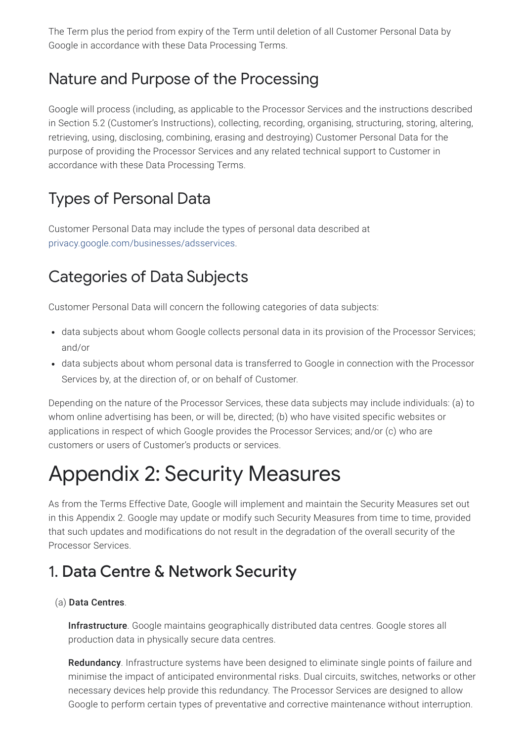The Term plus the period from expiry of the Term until deletion of all Customer Personal Data by Google in accordance with these Data Processing Terms.

## Nature and Purpose of the Processing

Google will process (including, as applicable to the Processor Services and the instructions described in Section 5.2 (Customer's Instructions), collecting, recording, organising, structuring, storing, altering, retrieving, using, disclosing, combining, erasing and destroying) Customer Personal Data for the purpose of providing the Processor Services and any related technical support to Customer in accordance with these Data Processing Terms.

## Types of Personal Data

Customer Personal Data may include the types of personal data described at privacy.google.com/businesses/adsservices.

## Categories of Data Subjects

Customer Personal Data will concern the following categories of data subjects:

- data subjects about whom Google collects personal data in its provision of the Processor Services; and/or
- data subjects about whom personal data is transferred to Google in connection with the Processor Services by, at the direction of, or on behalf of Customer.

Depending on the nature of the Processor Services, these data subjects may include individuals: (a) to whom online advertising has been, or will be, directed; (b) who have visited specific websites or applications in respect of which Google provides the Processor Services; and/or (c) who are customers or users of Customer's products or services.

# Appendix 2: Security Measures

As from the Terms Effective Date, Google will implement and maintain the Security Measures set out in this Appendix 2. Google may update or modify such Security Measures from time to time, provided that such updates and modifications do not result in the degradation of the overall security of the Processor Services.

## 1. Data Centre & Network Security

(a) **Data Centres**.

**Infrastructure**. Google maintains geographically distributed data centres. Google stores all production data in physically secure data centres.

**Redundancy**. Infrastructure systems have been designed to eliminate single points of failure and minimise the impact of anticipated environmental risks. Dual circuits, switches, networks or other necessary devices help provide this redundancy. The Processor Services are designed to allow Google to perform certain types of preventative and corrective maintenance without interruption.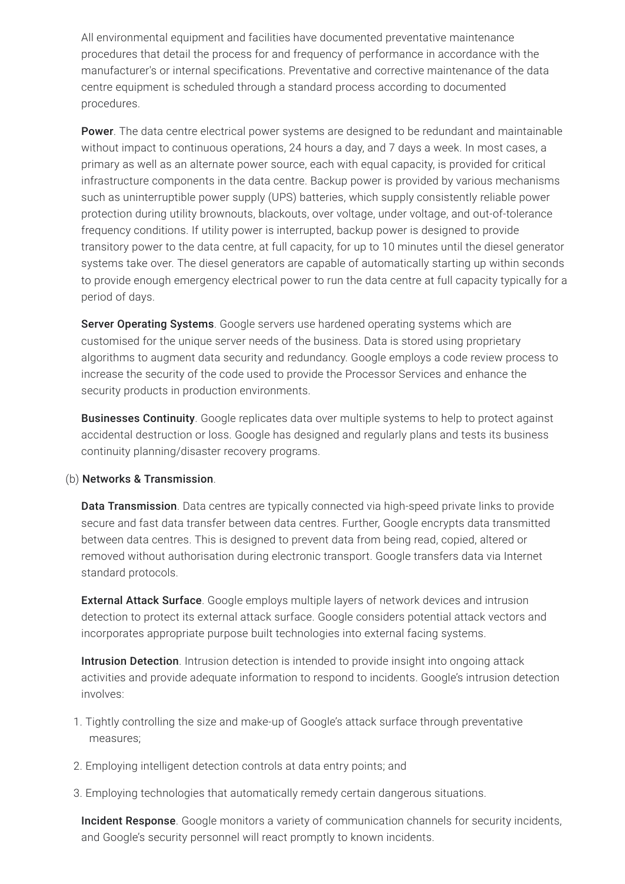All environmental equipment and facilities have documented preventative maintenance procedures that detail the process for and frequency of performance in accordance with the manufacturer's or internal specifications. Preventative and corrective maintenance of the data centre equipment is scheduled through a standard process according to documented procedures.

**Power**. The data centre electrical power systems are designed to be redundant and maintainable without impact to continuous operations, 24 hours a day, and 7 days a week. In most cases, a primary as well as an alternate power source, each with equal capacity, is provided for critical infrastructure components in the data centre. Backup power is provided by various mechanisms such as uninterruptible power supply (UPS) batteries, which supply consistently reliable power protection during utility brownouts, blackouts, over voltage, under voltage, and out-of-tolerance frequency conditions. If utility power is interrupted, backup power is designed to provide transitory power to the data centre, at full capacity, for up to 10 minutes until the diesel generator systems take over. The diesel generators are capable of automatically starting up within seconds to provide enough emergency electrical power to run the data centre at full capacity typically for a period of days.

**Server Operating Systems**. Google servers use hardened operating systems which are customised for the unique server needs of the business. Data is stored using proprietary algorithms to augment data security and redundancy. Google employs a code review process to increase the security of the code used to provide the Processor Services and enhance the security products in production environments.

**Businesses Continuity**. Google replicates data over multiple systems to help to protect against accidental destruction or loss. Google has designed and regularly plans and tests its business continuity planning/disaster recovery programs.

(b) **Networks & Transmission**.

**Data Transmission**. Data centres are typically connected via high-speed private links to provide secure and fast data transfer between data centres. Further, Google encrypts data transmitted between data centres. This is designed to prevent data from being read, copied, altered or removed without authorisation during electronic transport. Google transfers data via Internet standard protocols.

**External Attack Surface**. Google employs multiple layers of network devices and intrusion detection to protect its external attack surface. Google considers potential attack vectors and incorporates appropriate purpose built technologies into external facing systems.

**Intrusion Detection**. Intrusion detection is intended to provide insight into ongoing attack activities and provide adequate information to respond to incidents. Google's intrusion detection involves:

1. Tightly controlling the size and make-up of Google's attack surface through preventative measures;
2. Employing intelligent detection controls at data entry points; and
3. Employing technologies that automatically remedy certain dangerous situations.

**Incident Response**. Google monitors a variety of communication channels for security incidents, and Google's security personnel will react promptly to known incidents.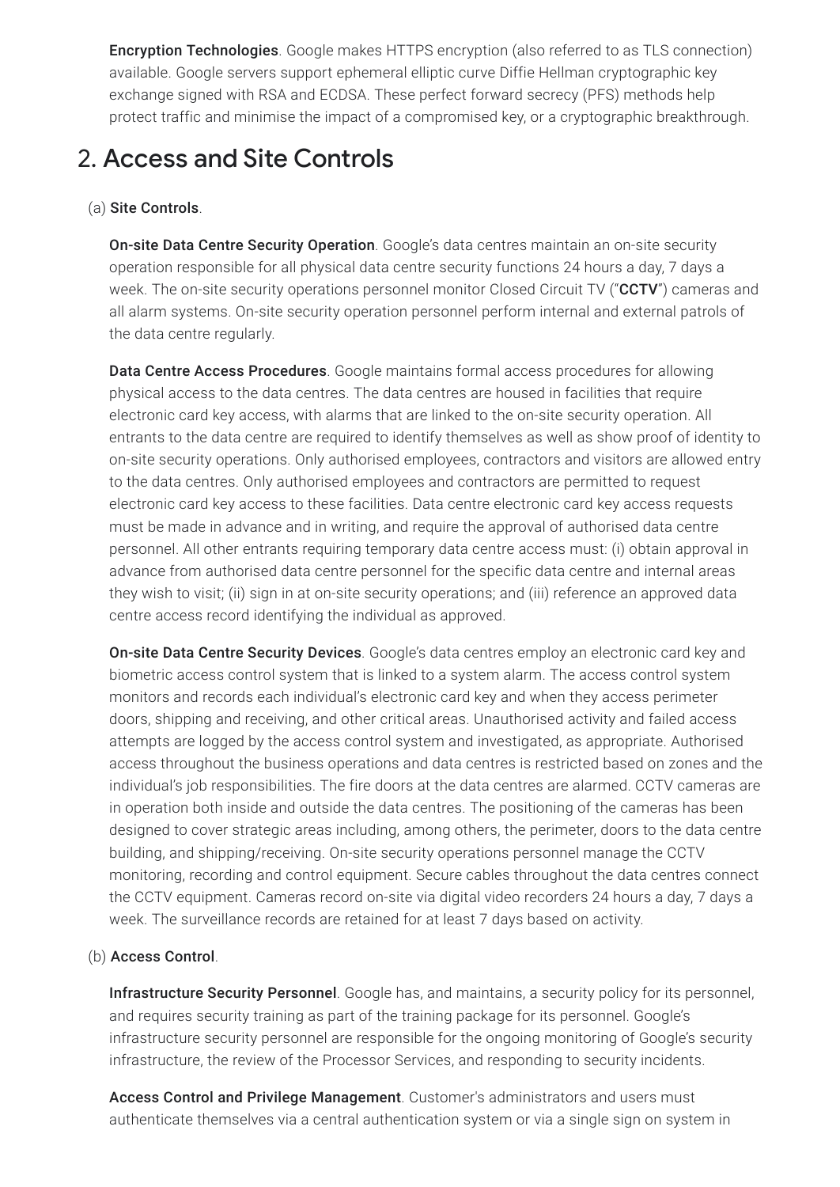**Encryption Technologies**. Google makes HTTPS encryption (also referred to as TLS connection) available. Google servers support ephemeral elliptic curve Diffie Hellman cryptographic key exchange signed with RSA and ECDSA. These perfect forward secrecy (PFS) methods help protect traffic and minimise the impact of a compromised key, or a cryptographic breakthrough.

## 2. Access and Site Controls

(a) **Site Controls**.

**On-site Data Centre Security Operation**. Google's data centres maintain an on-site security operation responsible for all physical data centre security functions 24 hours a day, 7 days a week. The on-site security operations personnel monitor Closed Circuit TV ("**CCTV**") cameras and all alarm systems. On-site security operation personnel perform internal and external patrols of the data centre regularly.

**Data Centre Access Procedures**. Google maintains formal access procedures for allowing physical access to the data centres. The data centres are housed in facilities that require electronic card key access, with alarms that are linked to the on-site security operation. All entrants to the data centre are required to identify themselves as well as show proof of identity to on-site security operations. Only authorised employees, contractors and visitors are allowed entry to the data centres. Only authorised employees and contractors are permitted to request electronic card key access to these facilities. Data centre electronic card key access requests must be made in advance and in writing, and require the approval of authorised data centre personnel. All other entrants requiring temporary data centre access must: (i) obtain approval in advance from authorised data centre personnel for the specific data centre and internal areas they wish to visit; (ii) sign in at on-site security operations; and (iii) reference an approved data centre access record identifying the individual as approved.

**On-site Data Centre Security Devices**. Google's data centres employ an electronic card key and biometric access control system that is linked to a system alarm. The access control system monitors and records each individual's electronic card key and when they access perimeter doors, shipping and receiving, and other critical areas. Unauthorised activity and failed access attempts are logged by the access control system and investigated, as appropriate. Authorised access throughout the business operations and data centres is restricted based on zones and the individual's job responsibilities. The fire doors at the data centres are alarmed. CCTV cameras are in operation both inside and outside the data centres. The positioning of the cameras has been designed to cover strategic areas including, among others, the perimeter, doors to the data centre building, and shipping/receiving. On-site security operations personnel manage the CCTV monitoring, recording and control equipment. Secure cables throughout the data centres connect the CCTV equipment. Cameras record on-site via digital video recorders 24 hours a day, 7 days a week. The surveillance records are retained for at least 7 days based on activity.

(b) **Access Control**.

**Infrastructure Security Personnel**. Google has, and maintains, a security policy for its personnel, and requires security training as part of the training package for its personnel. Google's infrastructure security personnel are responsible for the ongoing monitoring of Google's security infrastructure, the review of the Processor Services, and responding to security incidents.

**Access Control and Privilege Management**. Customer's administrators and users must authenticate themselves via a central authentication system or via a single sign on system in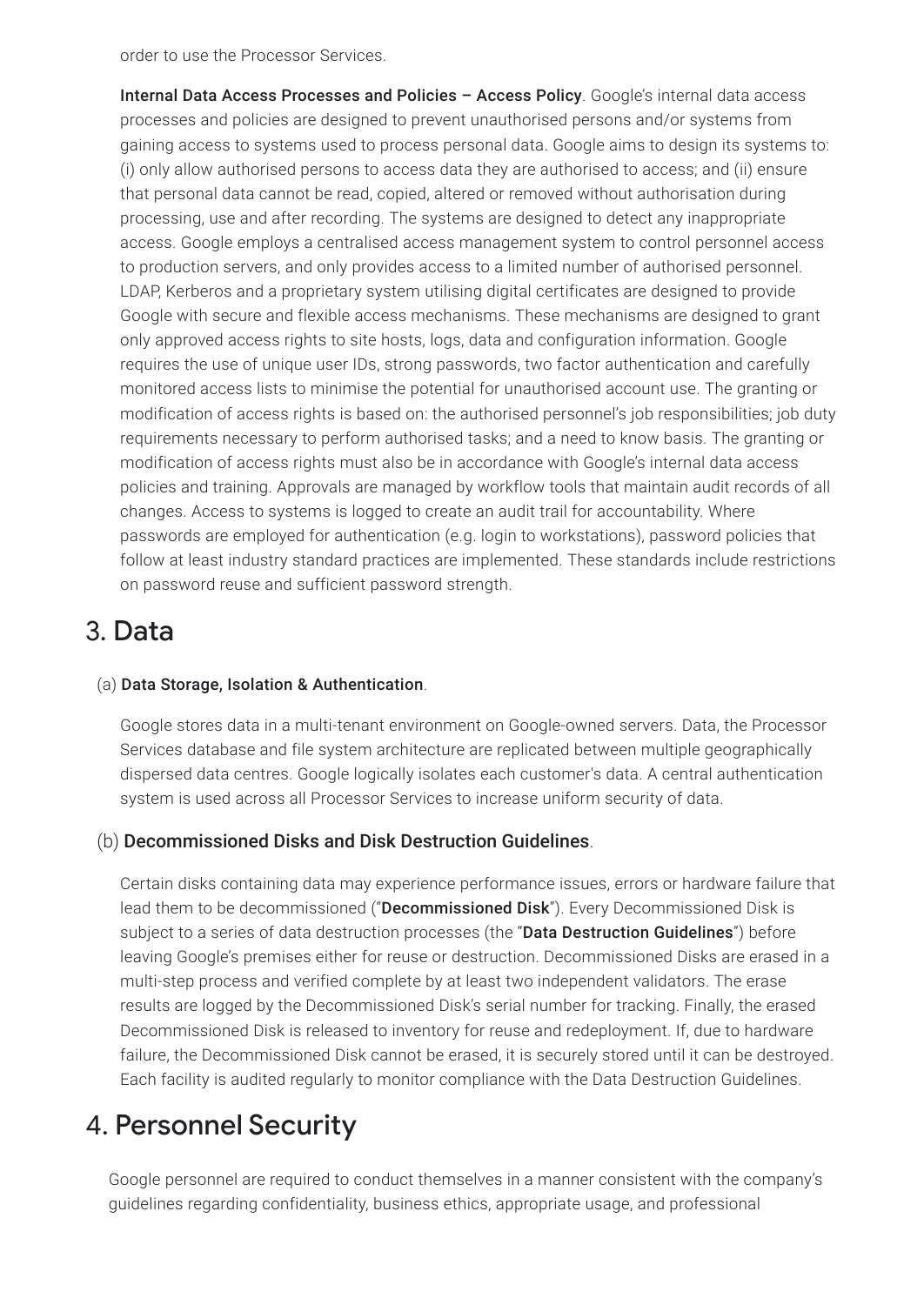order to use the Processor Services.

**Internal Data Access Processes and Policies – Access Policy**. Google's internal data access processes and policies are designed to prevent unauthorised persons and/or systems from gaining access to systems used to process personal data. Google aims to design its systems to: (i) only allow authorised persons to access data they are authorised to access; and (ii) ensure that personal data cannot be read, copied, altered or removed without authorisation during processing, use and after recording. The systems are designed to detect any inappropriate access. Google employs a centralised access management system to control personnel access to production servers, and only provides access to a limited number of authorised personnel. LDAP, Kerberos and a proprietary system utilising digital certificates are designed to provide Google with secure and flexible access mechanisms. These mechanisms are designed to grant only approved access rights to site hosts, logs, data and configuration information. Google requires the use of unique user IDs, strong passwords, two factor authentication and carefully monitored access lists to minimise the potential for unauthorised account use. The granting or modification of access rights is based on: the authorised personnel's job responsibilities; job duty requirements necessary to perform authorised tasks; and a need to know basis. The granting or modification of access rights must also be in accordance with Google's internal data access policies and training. Approvals are managed by workflow tools that maintain audit records of all changes. Access to systems is logged to create an audit trail for accountability. Where passwords are employed for authentication (e.g. login to workstations), password policies that follow at least industry standard practices are implemented. These standards include restrictions on password reuse and sufficient password strength.

## 3. Data

(a) **Data Storage, Isolation & Authentication**.

Google stores data in a multi-tenant environment on Google-owned servers. Data, the Processor Services database and file system architecture are replicated between multiple geographically dispersed data centres. Google logically isolates each customer's data. A central authentication system is used across all Processor Services to increase uniform security of data.

(b) **Decommissioned Disks and Disk Destruction Guidelines**.

Certain disks containing data may experience performance issues, errors or hardware failure that lead them to be decommissioned ("**Decommissioned Disk**"). Every Decommissioned Disk is subject to a series of data destruction processes (the "**Data Destruction Guidelines**") before leaving Google's premises either for reuse or destruction. Decommissioned Disks are erased in a multi-step process and verified complete by at least two independent validators. The erase results are logged by the Decommissioned Disk's serial number for tracking. Finally, the erased Decommissioned Disk is released to inventory for reuse and redeployment. If, due to hardware failure, the Decommissioned Disk cannot be erased, it is securely stored until it can be destroyed. Each facility is audited regularly to monitor compliance with the Data Destruction Guidelines.

## 4. Personnel Security

Google personnel are required to conduct themselves in a manner consistent with the company's guidelines regarding confidentiality, business ethics, appropriate usage, and professional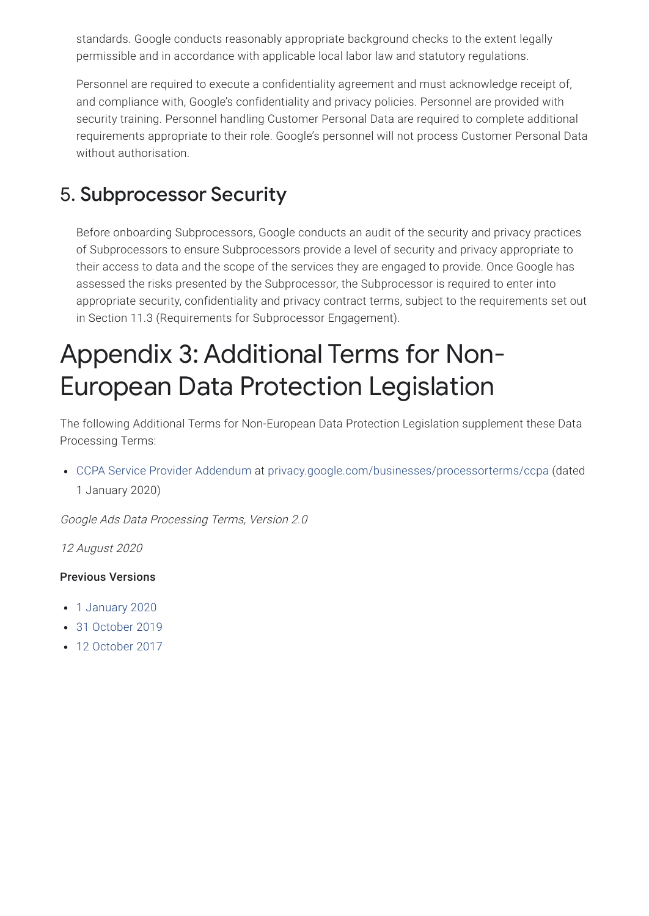standards. Google conducts reasonably appropriate background checks to the extent legally permissible and in accordance with applicable local labor law and statutory regulations.

Personnel are required to execute a confidentiality agreement and must acknowledge receipt of, and compliance with, Google's confidentiality and privacy policies. Personnel are provided with security training. Personnel handling Customer Personal Data are required to complete additional requirements appropriate to their role. Google's personnel will not process Customer Personal Data without authorisation.

## 5. Subprocessor Security

Before onboarding Subprocessors, Google conducts an audit of the security and privacy practices of Subprocessors to ensure Subprocessors provide a level of security and privacy appropriate to their access to data and the scope of the services they are engaged to provide. Once Google has assessed the risks presented by the Subprocessor, the Subprocessor is required to enter into appropriate security, confidentiality and privacy contract terms, subject to the requirements set out in Section 11.3 (Requirements for Subprocessor Engagement).

# Appendix 3: Additional Terms for Non-European Data Protection Legislation

The following Additional Terms for Non-European Data Protection Legislation supplement these Data Processing Terms:

- CCPA Service Provider Addendum at privacy.google.com/businesses/processorterms/ccpa (dated 1 January 2020)

*Google Ads Data Processing Terms, Version 2.0*

*12 August 2020*

**Previous Versions**

- 1 January 2020
- 31 October 2019
- 12 October 2017